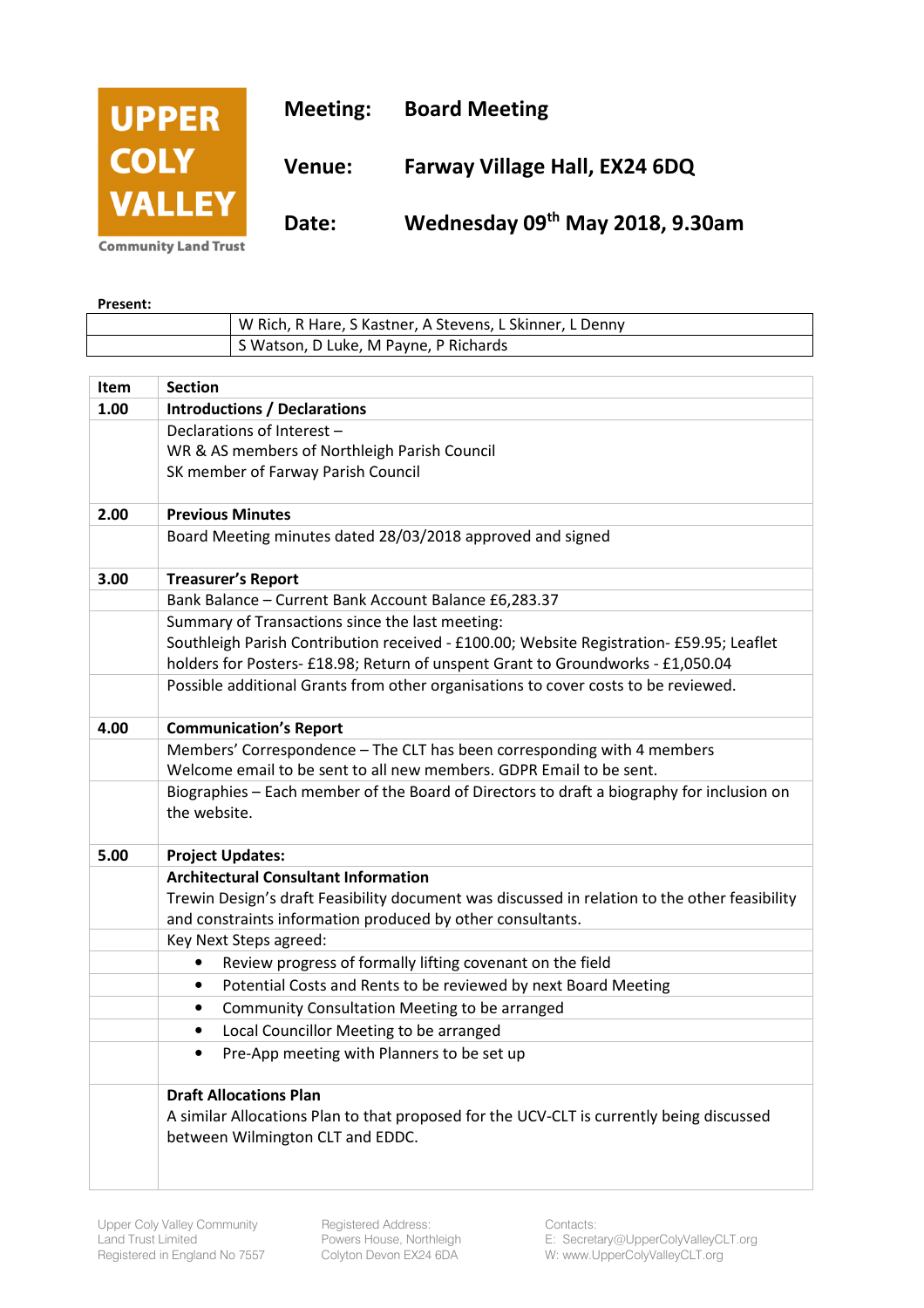**UPPER COLY VALLEY**
Community Land Trust

| | |
|---|---|
| **Meeting:** | **Board Meeting** |
| **Venue:** | **Farway Village Hall, EX24 6DQ** |
| **Date:** | **Wednesday 09th May 2018, 9.30am** |

**Present:**

| | |
|---|---|
| | W Rich, R Hare, S Kastner, A Stevens, L Skinner, L Denny |
| | S Watson, D Luke, M Payne, P Richards |

| Item | Section |
|---|---|
| **1.00** | **Introductions / Declarations** |
| | Declarations of Interest –<br>WR & AS members of Northleigh Parish Council<br>SK member of Farway Parish Council |
| **2.00** | **Previous Minutes** |
| | Board Meeting minutes dated 28/03/2018 approved and signed |
| **3.00** | **Treasurer's Report** |
| | Bank Balance – Current Bank Account Balance £6,283.37 |
| | Summary of Transactions since the last meeting:<br>Southleigh Parish Contribution received - £100.00; Website Registration- £59.95; Leaflet holders for Posters- £18.98; Return of unspent Grant to Groundworks - £1,050.04 |
| | Possible additional Grants from other organisations to cover costs to be reviewed. |
| **4.00** | **Communication's Report** |
| | Members' Correspondence – The CLT has been corresponding with 4 members<br>Welcome email to be sent to all new members. GDPR Email to be sent. |
| | Biographies – Each member of the Board of Directors to draft a biography for inclusion on the website. |
| **5.00** | **Project Updates:** |
| | **Architectural Consultant Information**<br>Trewin Design's draft Feasibility document was discussed in relation to the other feasibility and constraints information produced by other consultants. |
| | Key Next Steps agreed: |
| | • Review progress of formally lifting covenant on the field |
| | • Potential Costs and Rents to be reviewed by next Board Meeting |
| | • Community Consultation Meeting to be arranged |
| | • Local Councillor Meeting to be arranged |
| | • Pre-App meeting with Planners to be set up |
| | **Draft Allocations Plan**<br>A similar Allocations Plan to that proposed for the UCV-CLT is currently being discussed between Wilmington CLT and EDDC. |

Upper Coly Valley Community Land Trust Limited
Registered in England No 7557

Registered Address:
Powers House, Northleigh
Colyton Devon EX24 6DA

Contacts:
E: Secretary@UpperColyValleyCLT.org
W: www.UpperColyValleyCLT.org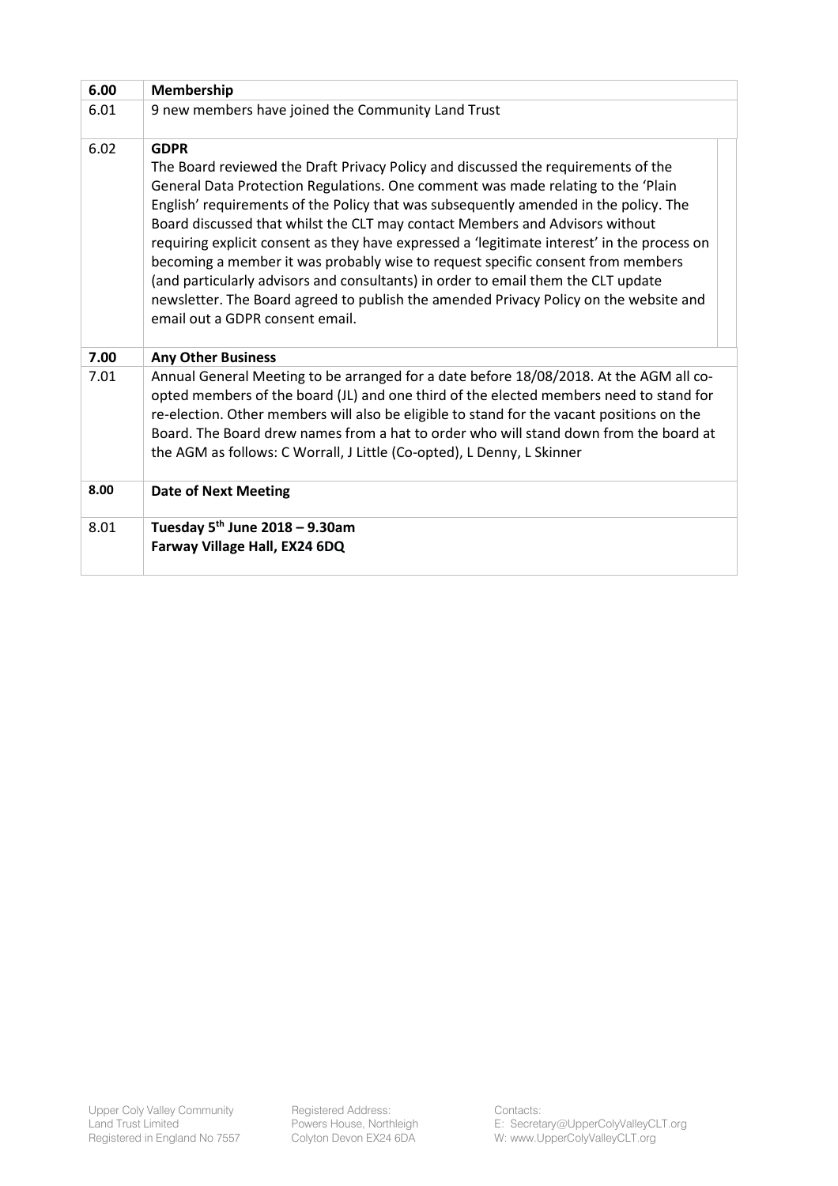| | |
|---|---|
| **6.00** | **Membership** |
| 6.01 | 9 new members have joined the Community Land Trust |
| 6.02 | **GDPR**<br>The Board reviewed the Draft Privacy Policy and discussed the requirements of the General Data Protection Regulations. One comment was made relating to the 'Plain English' requirements of the Policy that was subsequently amended in the policy. The Board discussed that whilst the CLT may contact Members and Advisors without requiring explicit consent as they have expressed a 'legitimate interest' in the process on becoming a member it was probably wise to request specific consent from members (and particularly advisors and consultants) in order to email them the CLT update newsletter. The Board agreed to publish the amended Privacy Policy on the website and email out a GDPR consent email. |
| **7.00** | **Any Other Business** |
| 7.01 | Annual General Meeting to be arranged for a date before 18/08/2018. At the AGM all co-opted members of the board (JL) and one third of the elected members need to stand for re-election. Other members will also be eligible to stand for the vacant positions on the Board. The Board drew names from a hat to order who will stand down from the board at the AGM as follows: C Worrall, J Little (Co-opted), L Denny, L Skinner |
| **8.00** | **Date of Next Meeting** |
| 8.01 | **Tuesday 5th June 2018 – 9.30am**<br>**Farway Village Hall, EX24 6DQ** |